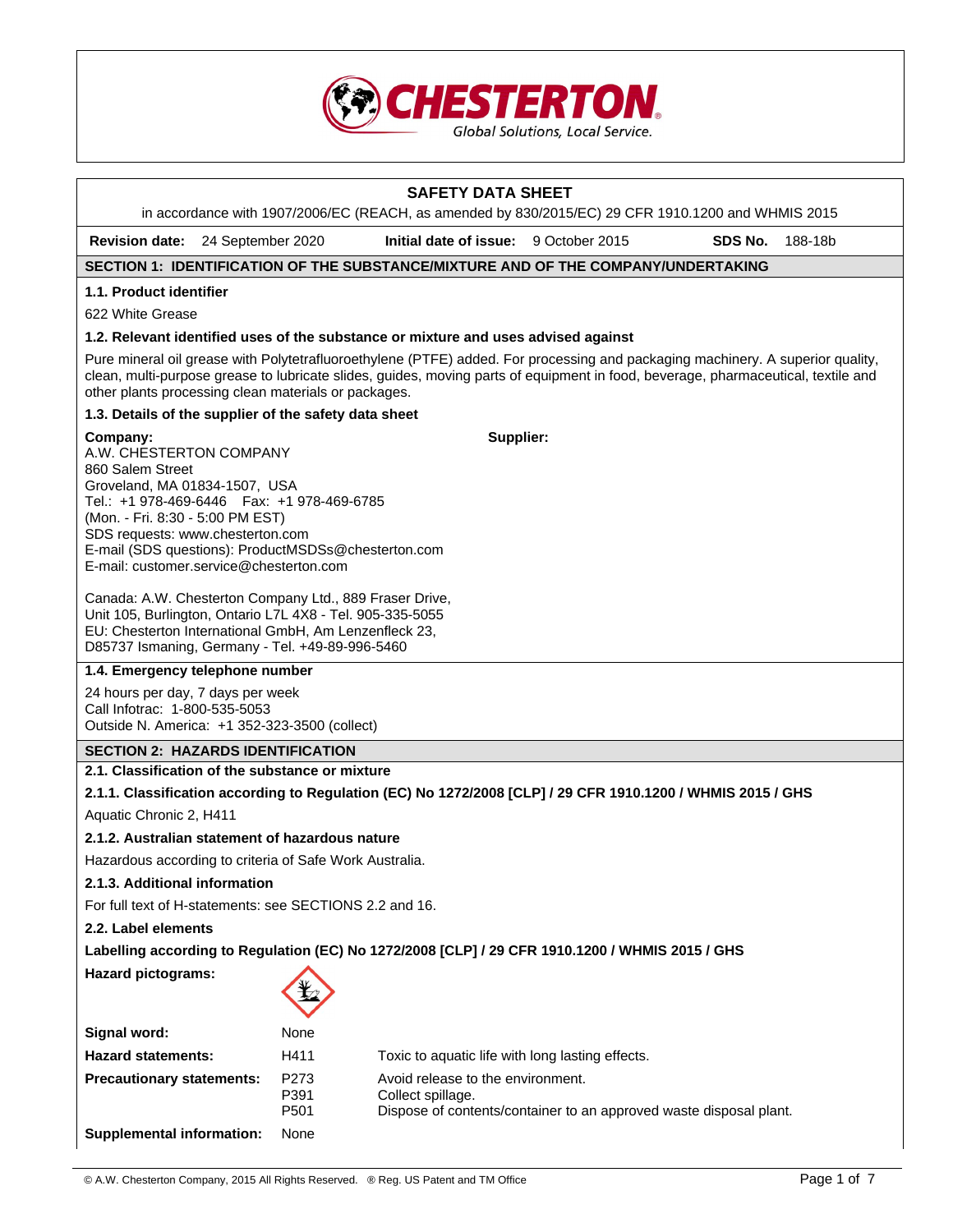# SAFETY DATA SHEET

in accordance with 1907/2006/EC (REACH, as amended by 830/2015/EC) 29 CFR 1910.1200 and WHMIS 2015

**Revision date:** 24 September 2020 **Initial date of issue:** 9 October 2015 **SDS No.** 188-18b

## SECTION 1: IDENTIFICATION OF THE SUBSTANCE/MIXTURE AND OF THE COMPANY/UNDERTAKING

### 1.1. Product identifier

622 White Grease

### 1.2. Relevant identified uses of the substance or mixture and uses advised against

Pure mineral oil grease with Polytetrafluoroethylene (PTFE) added. For processing and packaging machinery. A superior quality, clean, multi-purpose grease to lubricate slides, guides, moving parts of equipment in food, beverage, pharmaceutical, textile and other plants processing clean materials or packages.

### 1.3. Details of the supplier of the safety data sheet

**Company:**
A.W. CHESTERTON COMPANY
860 Salem Street
Groveland, MA 01834-1507, USA
Tel.: +1 978-469-6446 Fax: +1 978-469-6785
(Mon. - Fri. 8:30 - 5:00 PM EST)
SDS requests: www.chesterton.com
E-mail (SDS questions): ProductMSDSs@chesterton.com
E-mail: customer.service@chesterton.com

Canada: A.W. Chesterton Company Ltd., 889 Fraser Drive, Unit 105, Burlington, Ontario L7L 4X8 - Tel. 905-335-5055
EU: Chesterton International GmbH, Am Lenzenfleck 23, D85737 Ismaning, Germany - Tel. +49-89-996-5460

**Supplier:**

### 1.4. Emergency telephone number

24 hours per day, 7 days per week
Call Infotrac: 1-800-535-5053
Outside N. America: +1 352-323-3500 (collect)

## SECTION 2: HAZARDS IDENTIFICATION

### 2.1. Classification of the substance or mixture

#### 2.1.1. Classification according to Regulation (EC) No 1272/2008 [CLP] / 29 CFR 1910.1200 / WHMIS 2015 / GHS

Aquatic Chronic 2, H411

#### 2.1.2. Australian statement of hazardous nature

Hazardous according to criteria of Safe Work Australia.

#### 2.1.3. Additional information

For full text of H-statements: see SECTIONS 2.2 and 16.

### 2.2. Label elements

**Labelling according to Regulation (EC) No 1272/2008 [CLP] / 29 CFR 1910.1200 / WHMIS 2015 / GHS**

**Hazard pictograms:**

| | | |
|---|---|---|
| **Signal word:** | None | |
| **Hazard statements:** | H411 | Toxic to aquatic life with long lasting effects. |
| **Precautionary statements:** | P273 | Avoid release to the environment. |
| | P391 | Collect spillage. |
| | P501 | Dispose of contents/container to an approved waste disposal plant. |
| **Supplemental information:** | None | |

© A.W. Chesterton Company, 2015 All Rights Reserved. ® Reg. US Patent and TM Office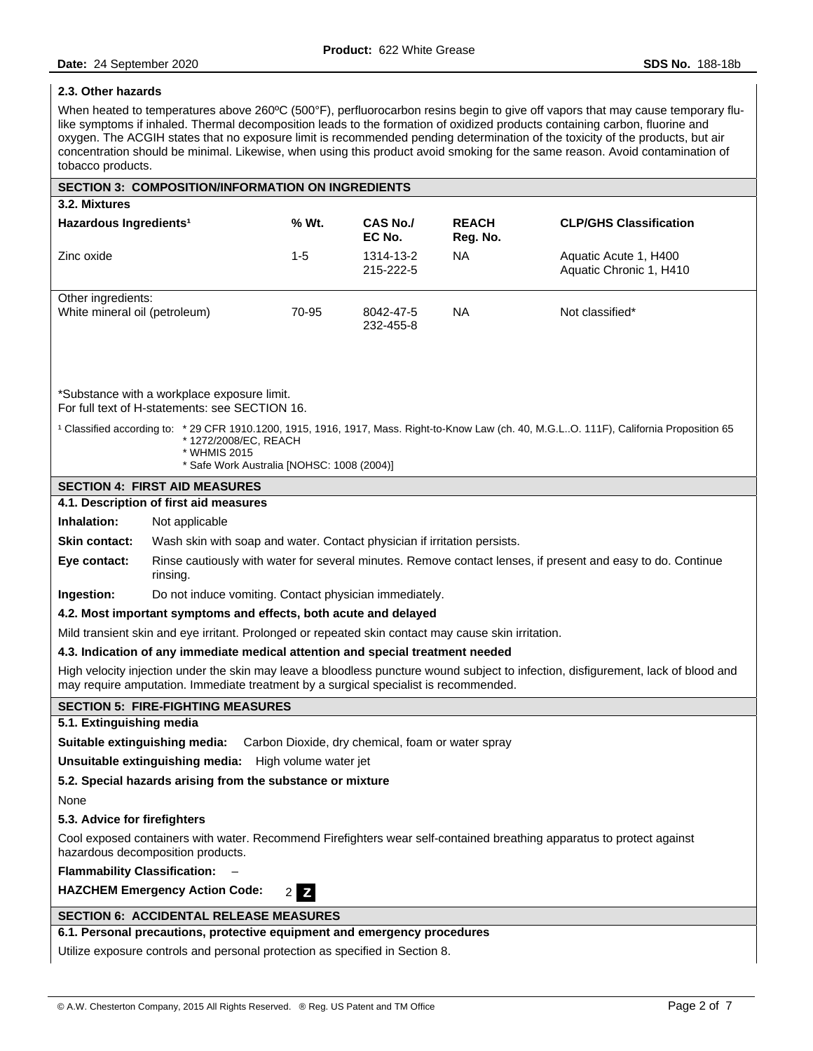## 2.3. Other hazards

When heated to temperatures above 260ºC (500°F), perfluorocarbon resins begin to give off vapors that may cause temporary flu-like symptoms if inhaled. Thermal decomposition leads to the formation of oxidized products containing carbon, fluorine and oxygen. The ACGIH states that no exposure limit is recommended pending determination of the toxicity of the products, but air concentration should be minimal. Likewise, when using this product avoid smoking for the same reason. Avoid contamination of tobacco products.

## SECTION 3: COMPOSITION/INFORMATION ON INGREDIENTS

### 3.2. Mixtures

| Hazardous Ingredients[1] | % Wt. | CAS No./ EC No. | REACH Reg. No. | CLP/GHS Classification |
|---|---|---|---|---|
| Zinc oxide | 1-5 | 1314-13-2 215-222-5 | NA | Aquatic Acute 1, H400 Aquatic Chronic 1, H410 |
| Other ingredients: | | | | |
| White mineral oil (petroleum) | 70-95 | 8042-47-5 232-455-8 | NA | Not classified* |

*Substance with a workplace exposure limit.
For full text of H-statements: see SECTION 16.

[1] Classified according to:
- * 29 CFR 1910.1200, 1915, 1916, 1917, Mass. Right-to-Know Law (ch. 40, M.G.L..O. 111F), California Proposition 65
- * 1272/2008/EC, REACH
- * WHMIS 2015
- * Safe Work Australia [NOHSC: 1008 (2004)]

## SECTION 4: FIRST AID MEASURES

### 4.1. Description of first aid measures

**Inhalation:** Not applicable

**Skin contact:** Wash skin with soap and water. Contact physician if irritation persists.

**Eye contact:** Rinse cautiously with water for several minutes. Remove contact lenses, if present and easy to do. Continue rinsing.

**Ingestion:** Do not induce vomiting. Contact physician immediately.

### 4.2. Most important symptoms and effects, both acute and delayed

Mild transient skin and eye irritant. Prolonged or repeated skin contact may cause skin irritation.

### 4.3. Indication of any immediate medical attention and special treatment needed

High velocity injection under the skin may leave a bloodless puncture wound subject to infection, disfigurement, lack of blood and may require amputation. Immediate treatment by a surgical specialist is recommended.

## SECTION 5: FIRE-FIGHTING MEASURES

### 5.1. Extinguishing media

**Suitable extinguishing media:** Carbon Dioxide, dry chemical, foam or water spray

**Unsuitable extinguishing media:** High volume water jet

### 5.2. Special hazards arising from the substance or mixture

None

### 5.3. Advice for firefighters

Cool exposed containers with water. Recommend Firefighters wear self-contained breathing apparatus to protect against hazardous decomposition products.

**Flammability Classification:** –

**HAZCHEM Emergency Action Code:** 2 **Z**

## SECTION 6: ACCIDENTAL RELEASE MEASURES

### 6.1. Personal precautions, protective equipment and emergency procedures

Utilize exposure controls and personal protection as specified in Section 8.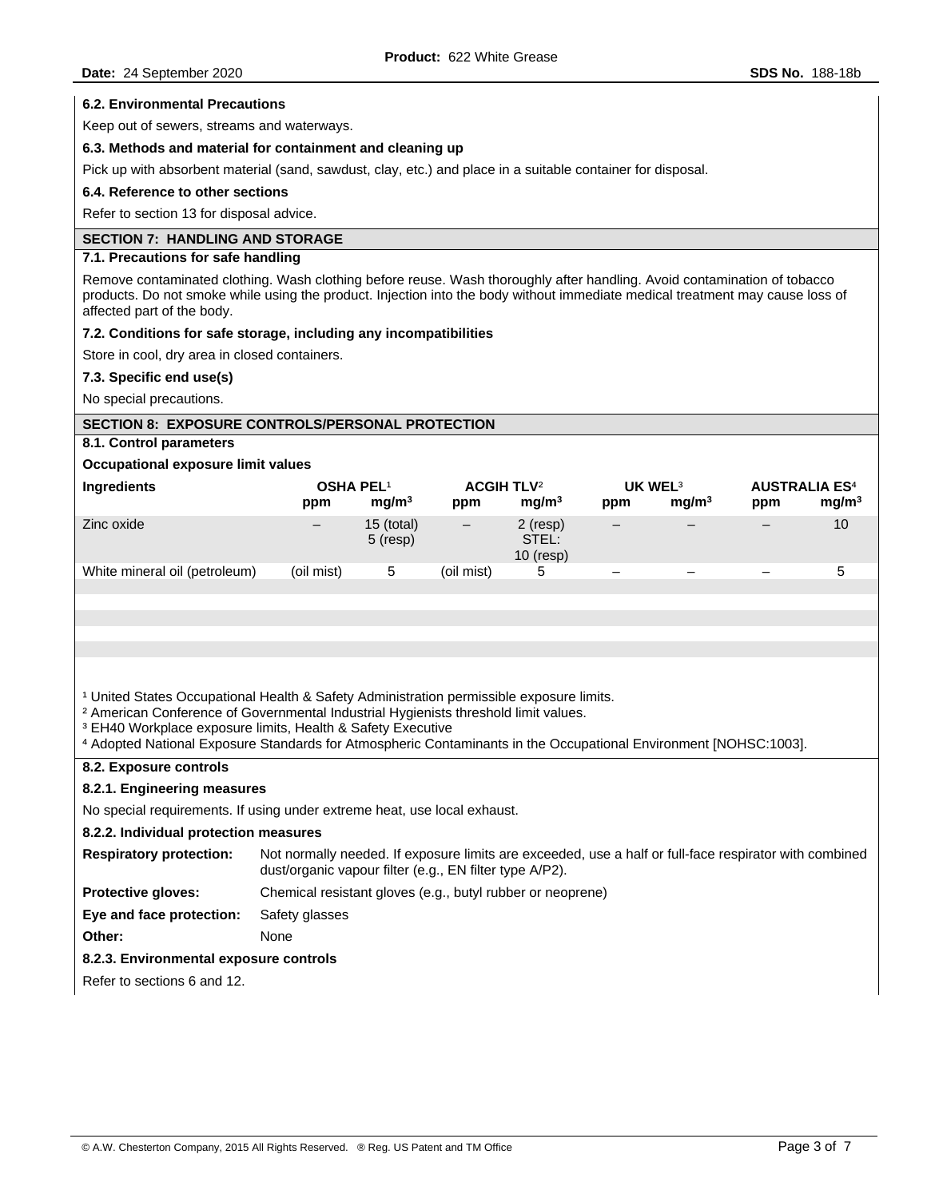### 6.2. Environmental Precautions

Keep out of sewers, streams and waterways.

### 6.3. Methods and material for containment and cleaning up

Pick up with absorbent material (sand, sawdust, clay, etc.) and place in a suitable container for disposal.

### 6.4. Reference to other sections

Refer to section 13 for disposal advice.

## SECTION 7: HANDLING AND STORAGE

### 7.1. Precautions for safe handling

Remove contaminated clothing. Wash clothing before reuse. Wash thoroughly after handling. Avoid contamination of tobacco products. Do not smoke while using the product. Injection into the body without immediate medical treatment may cause loss of affected part of the body.

### 7.2. Conditions for safe storage, including any incompatibilities

Store in cool, dry area in closed containers.

### 7.3. Specific end use(s)

No special precautions.

## SECTION 8: EXPOSURE CONTROLS/PERSONAL PROTECTION

### 8.1. Control parameters

**Occupational exposure limit values**

| Ingredients | OSHA PEL[1] | | ACGIH TLV[2] | | UK WEL[3] | | AUSTRALIA ES[4] | |
|---|---|---|---|---|---|---|---|---|
| | ppm | mg/m³ | ppm | mg/m³ | ppm | mg/m³ | ppm | mg/m³ |
| Zinc oxide | – | 15 (total) 5 (resp) | – | 2 (resp) STEL: 10 (resp) | – | – | – | 10 |
| White mineral oil (petroleum) | (oil mist) | 5 | (oil mist) | 5 | – | – | – | 5 |

[1] United States Occupational Health & Safety Administration permissible exposure limits.
[2] American Conference of Governmental Industrial Hygienists threshold limit values.
[3] EH40 Workplace exposure limits, Health & Safety Executive
[4] Adopted National Exposure Standards for Atmospheric Contaminants in the Occupational Environment [NOHSC:1003].

### 8.2. Exposure controls

#### 8.2.1. Engineering measures

No special requirements. If using under extreme heat, use local exhaust.

#### 8.2.2. Individual protection measures

**Respiratory protection:** Not normally needed. If exposure limits are exceeded, use a half or full-face respirator with combined dust/organic vapour filter (e.g., EN filter type A/P2).

**Protective gloves:** Chemical resistant gloves (e.g., butyl rubber or neoprene)

**Eye and face protection:** Safety glasses

**Other:** None

#### 8.2.3. Environmental exposure controls

Refer to sections 6 and 12.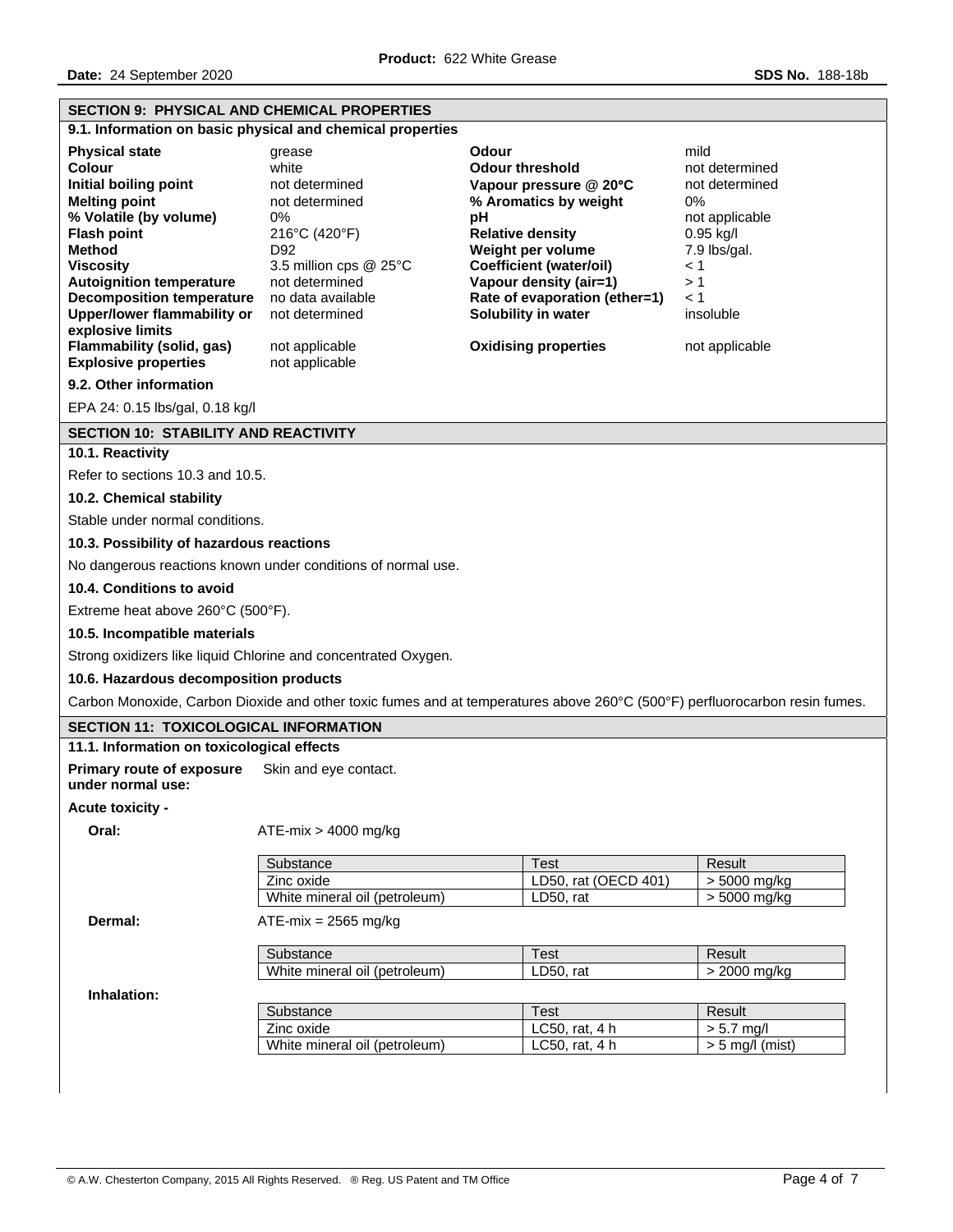## SECTION 9: PHYSICAL AND CHEMICAL PROPERTIES

### 9.1. Information on basic physical and chemical properties

| Property | Value | Property | Value |
|---|---|---|---|
| **Physical state** | grease | **Odour** | mild |
| **Colour** | white | **Odour threshold** | not determined |
| **Initial boiling point** | not determined | **Vapour pressure @ 20°C** | not determined |
| **Melting point** | not determined | **% Aromatics by weight** | 0% |
| **% Volatile (by volume)** | 0% | **pH** | not applicable |
| **Flash point** | 216°C (420°F) | **Relative density** | 0.95 kg/l |
| **Method** | D92 | **Weight per volume** | 7.9 lbs/gal. |
| **Viscosity** | 3.5 million cps @ 25°C | **Coefficient (water/oil)** | < 1 |
| **Autoignition temperature** | not determined | **Vapour density (air=1)** | > 1 |
| **Decomposition temperature** | no data available | **Rate of evaporation (ether=1)** | < 1 |
| **Upper/lower flammability or explosive limits** | not determined | **Solubility in water** | insoluble |
| **Flammability (solid, gas)** | not applicable | **Oxidising properties** | not applicable |
| **Explosive properties** | not applicable | | |

### 9.2. Other information

EPA 24: 0.15 lbs/gal, 0.18 kg/l

## SECTION 10: STABILITY AND REACTIVITY

### 10.1. Reactivity

Refer to sections 10.3 and 10.5.

### 10.2. Chemical stability

Stable under normal conditions.

### 10.3. Possibility of hazardous reactions

No dangerous reactions known under conditions of normal use.

### 10.4. Conditions to avoid

Extreme heat above 260°C (500°F).

### 10.5. Incompatible materials

Strong oxidizers like liquid Chlorine and concentrated Oxygen.

### 10.6. Hazardous decomposition products

Carbon Monoxide, Carbon Dioxide and other toxic fumes and at temperatures above 260°C (500°F) perfluorocarbon resin fumes.

## SECTION 11: TOXICOLOGICAL INFORMATION

### 11.1. Information on toxicological effects

**Primary route of exposure under normal use:** Skin and eye contact.

**Acute toxicity -**

**Oral:** ATE-mix > 4000 mg/kg

| Substance | Test | Result |
|---|---|---|
| Zinc oxide | LD50, rat (OECD 401) | > 5000 mg/kg |
| White mineral oil (petroleum) | LD50, rat | > 5000 mg/kg |

**Dermal:** ATE-mix = 2565 mg/kg

| Substance | Test | Result |
|---|---|---|
| White mineral oil (petroleum) | LD50, rat | > 2000 mg/kg |

**Inhalation:**

| Substance | Test | Result |
|---|---|---|
| Zinc oxide | LC50, rat, 4 h | > 5.7 mg/l |
| White mineral oil (petroleum) | LC50, rat, 4 h | > 5 mg/l (mist) |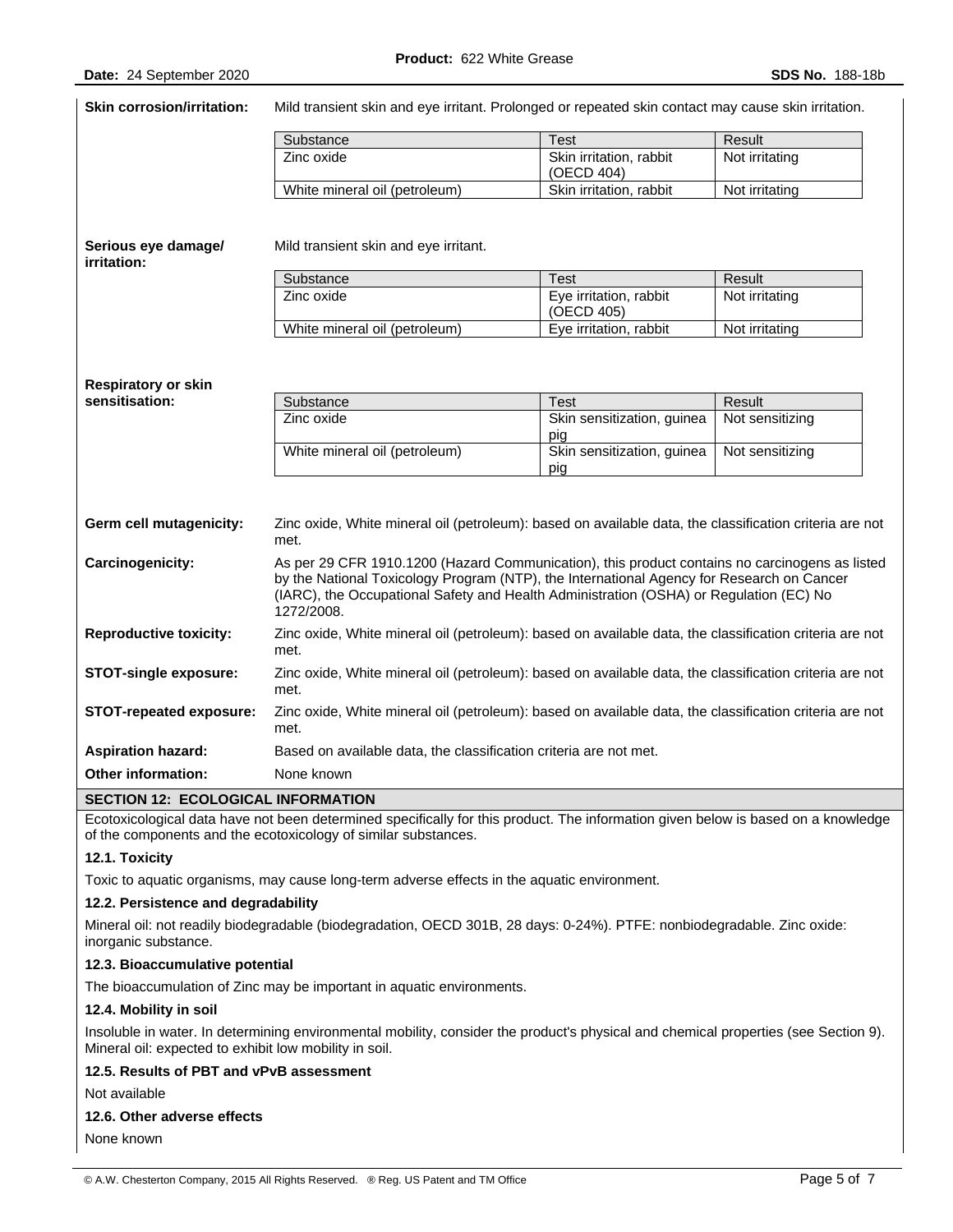**Skin corrosion/irritation:** Mild transient skin and eye irritant. Prolonged or repeated skin contact may cause skin irritation.

| Substance | Test | Result |
|---|---|---|
| Zinc oxide | Skin irritation, rabbit (OECD 404) | Not irritating |
| White mineral oil (petroleum) | Skin irritation, rabbit | Not irritating |

**Serious eye damage/ irritation:** Mild transient skin and eye irritant.

| Substance | Test | Result |
|---|---|---|
| Zinc oxide | Eye irritation, rabbit (OECD 405) | Not irritating |
| White mineral oil (petroleum) | Eye irritation, rabbit | Not irritating |

**Respiratory or skin sensitisation:**

| Substance | Test | Result |
|---|---|---|
| Zinc oxide | Skin sensitization, guinea pig | Not sensitizing |
| White mineral oil (petroleum) | Skin sensitization, guinea pig | Not sensitizing |

**Germ cell mutagenicity:** Zinc oxide, White mineral oil (petroleum): based on available data, the classification criteria are not met.

**Carcinogenicity:** As per 29 CFR 1910.1200 (Hazard Communication), this product contains no carcinogens as listed by the National Toxicology Program (NTP), the International Agency for Research on Cancer (IARC), the Occupational Safety and Health Administration (OSHA) or Regulation (EC) No 1272/2008.

**Reproductive toxicity:** Zinc oxide, White mineral oil (petroleum): based on available data, the classification criteria are not met.

**STOT-single exposure:** Zinc oxide, White mineral oil (petroleum): based on available data, the classification criteria are not met.

**STOT-repeated exposure:** Zinc oxide, White mineral oil (petroleum): based on available data, the classification criteria are not met.

**Aspiration hazard:** Based on available data, the classification criteria are not met.

**Other information:** None known

## SECTION 12: ECOLOGICAL INFORMATION

Ecotoxicological data have not been determined specifically for this product. The information given below is based on a knowledge of the components and the ecotoxicology of similar substances.

### 12.1. Toxicity

Toxic to aquatic organisms, may cause long-term adverse effects in the aquatic environment.

### 12.2. Persistence and degradability

Mineral oil: not readily biodegradable (biodegradation, OECD 301B, 28 days: 0-24%). PTFE: nonbiodegradable. Zinc oxide: inorganic substance.

### 12.3. Bioaccumulative potential

The bioaccumulation of Zinc may be important in aquatic environments.

### 12.4. Mobility in soil

Insoluble in water. In determining environmental mobility, consider the product's physical and chemical properties (see Section 9). Mineral oil: expected to exhibit low mobility in soil.

### 12.5. Results of PBT and vPvB assessment

Not available

### 12.6. Other adverse effects

None known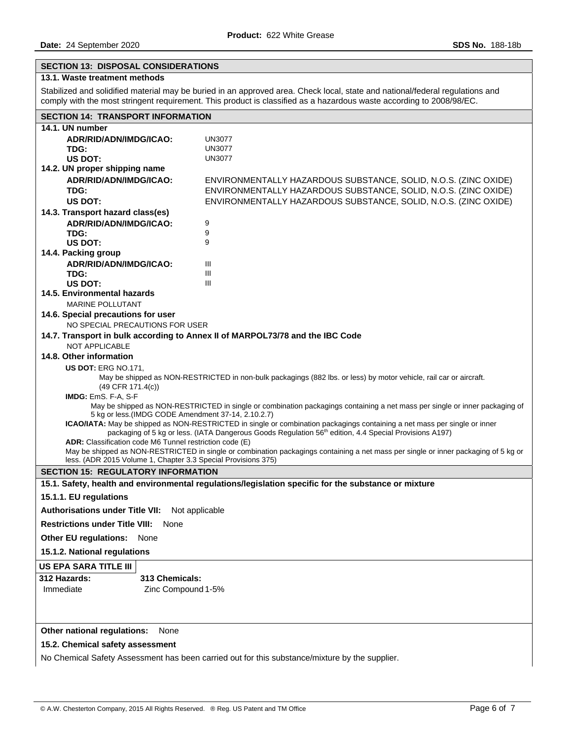## SECTION 13: DISPOSAL CONSIDERATIONS

### 13.1. Waste treatment methods

Stabilized and solidified material may be buried in an approved area. Check local, state and national/federal regulations and comply with the most stringent requirement. This product is classified as a hazardous waste according to 2008/98/EC.

## SECTION 14: TRANSPORT INFORMATION

### 14.1. UN number

| | |
|---|---|
| **ADR/RID/ADN/IMDG/ICAO:** | UN3077 |
| **TDG:** | UN3077 |
| **US DOT:** | UN3077 |

### 14.2. UN proper shipping name

| | |
|---|---|
| **ADR/RID/ADN/IMDG/ICAO:** | ENVIRONMENTALLY HAZARDOUS SUBSTANCE, SOLID, N.O.S. (ZINC OXIDE) |
| **TDG:** | ENVIRONMENTALLY HAZARDOUS SUBSTANCE, SOLID, N.O.S. (ZINC OXIDE) |
| **US DOT:** | ENVIRONMENTALLY HAZARDOUS SUBSTANCE, SOLID, N.O.S. (ZINC OXIDE) |

### 14.3. Transport hazard class(es)

| | |
|---|---|
| **ADR/RID/ADN/IMDG/ICAO:** | 9 |
| **TDG:** | 9 |
| **US DOT:** | 9 |

### 14.4. Packing group

| | |
|---|---|
| **ADR/RID/ADN/IMDG/ICAO:** | III |
| **TDG:** | III |
| **US DOT:** | III |

### 14.5. Environmental hazards

MARINE POLLUTANT

### 14.6. Special precautions for user

NO SPECIAL PRECAUTIONS FOR USER

### 14.7. Transport in bulk according to Annex II of MARPOL73/78 and the IBC Code

NOT APPLICABLE

### 14.8. Other information

**US DOT:** ERG NO.171,
May be shipped as NON-RESTRICTED in non-bulk packagings (882 lbs. or less) by motor vehicle, rail car or aircraft. (49 CFR 171.4(c))

**IMDG:** EmS. F-A, S-F
May be shipped as NON-RESTRICTED in single or combination packagings containing a net mass per single or inner packaging of 5 kg or less.(IMDG CODE Amendment 37-14, 2.10.2.7)

**ICAO/IATA:** May be shipped as NON-RESTRICTED in single or combination packagings containing a net mass per single or inner packaging of 5 kg or less. (IATA Dangerous Goods Regulation 56th edition, 4.4 Special Provisions A197)

**ADR:** Classification code M6 Tunnel restriction code (E)
May be shipped as NON-RESTRICTED in single or combination packagings containing a net mass per single or inner packaging of 5 kg or less. (ADR 2015 Volume 1, Chapter 3.3 Special Provisions 375)

## SECTION 15: REGULATORY INFORMATION

### 15.1. Safety, health and environmental regulations/legislation specific for the substance or mixture

### 15.1.1. EU regulations

**Authorisations under Title VII:** Not applicable

**Restrictions under Title VIII:** None

**Other EU regulations:** None

### 15.1.2. National regulations

**US EPA SARA TITLE III**

| 312 Hazards: | 313 Chemicals: |
|---|---|
| Immediate | Zinc Compound 1-5% |

**Other national regulations:** None

### 15.2. Chemical safety assessment

No Chemical Safety Assessment has been carried out for this substance/mixture by the supplier.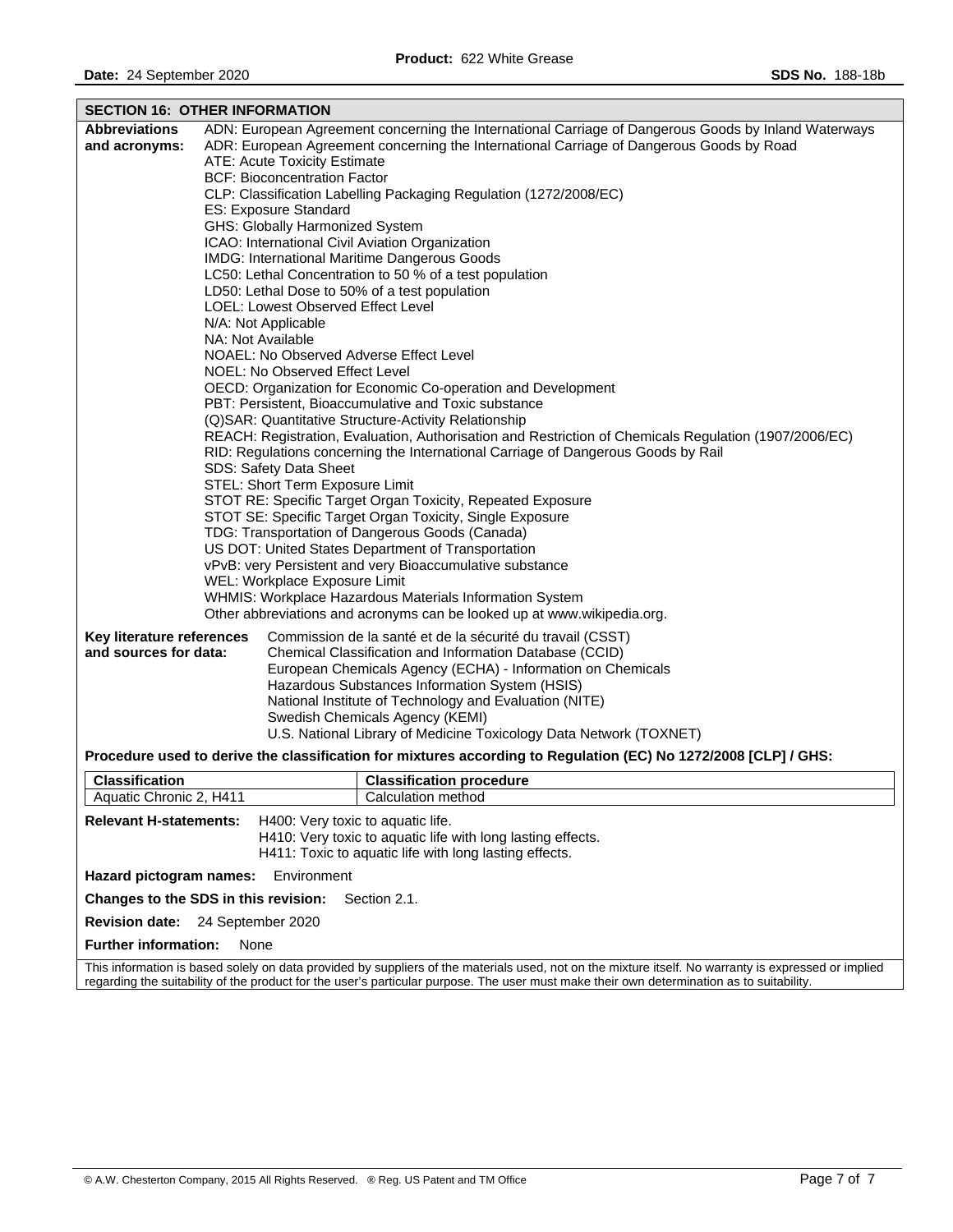## SECTION 16: OTHER INFORMATION

**Abbreviations and acronyms:**

ADN: European Agreement concerning the International Carriage of Dangerous Goods by Inland Waterways
ADR: European Agreement concerning the International Carriage of Dangerous Goods by Road
ATE: Acute Toxicity Estimate
BCF: Bioconcentration Factor
CLP: Classification Labelling Packaging Regulation (1272/2008/EC)
ES: Exposure Standard
GHS: Globally Harmonized System
ICAO: International Civil Aviation Organization
IMDG: International Maritime Dangerous Goods
LC50: Lethal Concentration to 50 % of a test population
LD50: Lethal Dose to 50% of a test population
LOEL: Lowest Observed Effect Level
N/A: Not Applicable
NA: Not Available
NOAEL: No Observed Adverse Effect Level
NOEL: No Observed Effect Level
OECD: Organization for Economic Co-operation and Development
PBT: Persistent, Bioaccumulative and Toxic substance
(Q)SAR: Quantitative Structure-Activity Relationship
REACH: Registration, Evaluation, Authorisation and Restriction of Chemicals Regulation (1907/2006/EC)
RID: Regulations concerning the International Carriage of Dangerous Goods by Rail
SDS: Safety Data Sheet
STEL: Short Term Exposure Limit
STOT RE: Specific Target Organ Toxicity, Repeated Exposure
STOT SE: Specific Target Organ Toxicity, Single Exposure
TDG: Transportation of Dangerous Goods (Canada)
US DOT: United States Department of Transportation
vPvB: very Persistent and very Bioaccumulative substance
WEL: Workplace Exposure Limit
WHMIS: Workplace Hazardous Materials Information System
Other abbreviations and acronyms can be looked up at www.wikipedia.org.

**Key literature references and sources for data:**

Commission de la santé et de la sécurité du travail (CSST)
Chemical Classification and Information Database (CCID)
European Chemicals Agency (ECHA) - Information on Chemicals
Hazardous Substances Information System (HSIS)
National Institute of Technology and Evaluation (NITE)
Swedish Chemicals Agency (KEMI)
U.S. National Library of Medicine Toxicology Data Network (TOXNET)

**Procedure used to derive the classification for mixtures according to Regulation (EC) No 1272/2008 [CLP] / GHS:**

| Classification | Classification procedure |
|---|---|
| Aquatic Chronic 2, H411 | Calculation method |

**Relevant H-statements:** H400: Very toxic to aquatic life.
H410: Very toxic to aquatic life with long lasting effects.
H411: Toxic to aquatic life with long lasting effects.

**Hazard pictogram names:** Environment

**Changes to the SDS in this revision:** Section 2.1.

**Revision date:** 24 September 2020

**Further information:** None

This information is based solely on data provided by suppliers of the materials used, not on the mixture itself. No warranty is expressed or implied regarding the suitability of the product for the user's particular purpose. The user must make their own determination as to suitability.